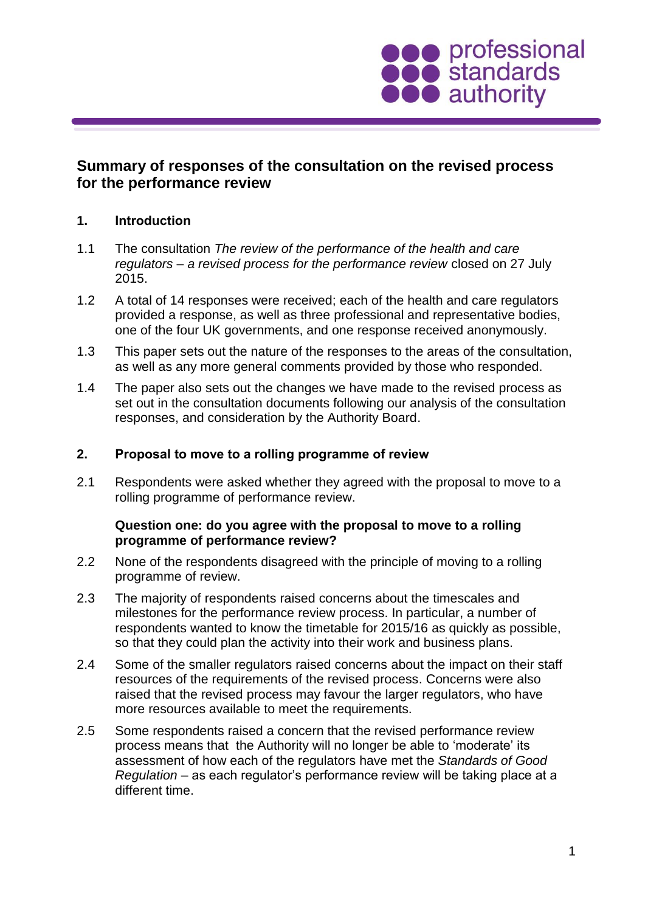# Summary of responses of the consultation on the revised process for the performance review

## 1. Introduction

1.1 The consultation *The review of the performance of the health and care regulators – a revised process for the performance review* closed on 27 July 2015.

1.2 A total of 14 responses were received; each of the health and care regulators provided a response, as well as three professional and representative bodies, one of the four UK governments, and one response received anonymously.

1.3 This paper sets out the nature of the responses to the areas of the consultation, as well as any more general comments provided by those who responded.

1.4 The paper also sets out the changes we have made to the revised process as set out in the consultation documents following our analysis of the consultation responses, and consideration by the Authority Board.

## 2. Proposal to move to a rolling programme of review

2.1 Respondents were asked whether they agreed with the proposal to move to a rolling programme of performance review.

**Question one: do you agree with the proposal to move to a rolling programme of performance review?**

2.2 None of the respondents disagreed with the principle of moving to a rolling programme of review.

2.3 The majority of respondents raised concerns about the timescales and milestones for the performance review process. In particular, a number of respondents wanted to know the timetable for 2015/16 as quickly as possible, so that they could plan the activity into their work and business plans.

2.4 Some of the smaller regulators raised concerns about the impact on their staff resources of the requirements of the revised process. Concerns were also raised that the revised process may favour the larger regulators, who have more resources available to meet the requirements.

2.5 Some respondents raised a concern that the revised performance review process means that the Authority will no longer be able to 'moderate' its assessment of how each of the regulators have met the *Standards of Good Regulation* – as each regulator's performance review will be taking place at a different time.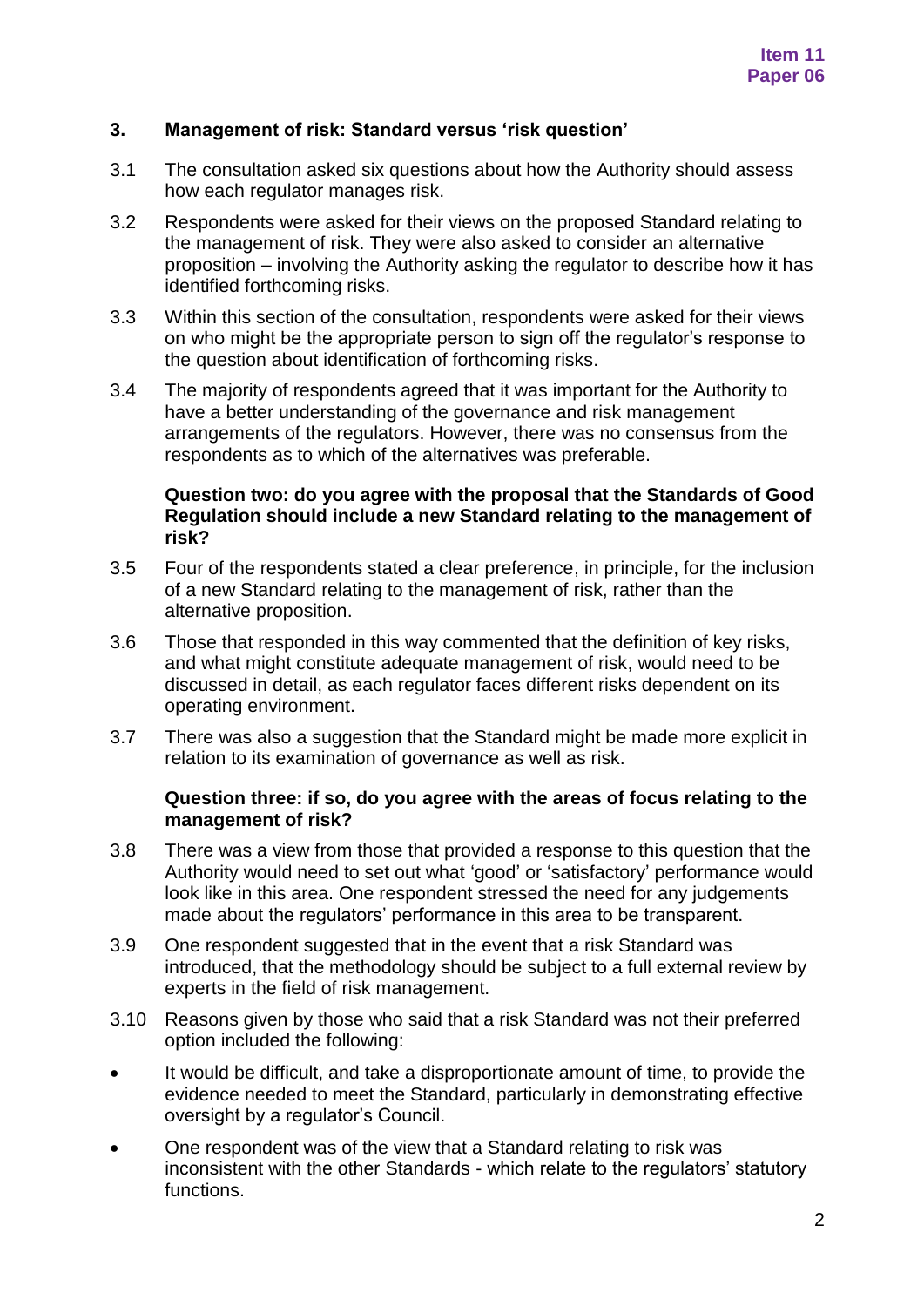## 3. Management of risk: Standard versus 'risk question'

3.1 The consultation asked six questions about how the Authority should assess how each regulator manages risk.

3.2 Respondents were asked for their views on the proposed Standard relating to the management of risk. They were also asked to consider an alternative proposition – involving the Authority asking the regulator to describe how it has identified forthcoming risks.

3.3 Within this section of the consultation, respondents were asked for their views on who might be the appropriate person to sign off the regulator's response to the question about identification of forthcoming risks.

3.4 The majority of respondents agreed that it was important for the Authority to have a better understanding of the governance and risk management arrangements of the regulators. However, there was no consensus from the respondents as to which of the alternatives was preferable.

**Question two: do you agree with the proposal that the Standards of Good Regulation should include a new Standard relating to the management of risk?**

3.5 Four of the respondents stated a clear preference, in principle, for the inclusion of a new Standard relating to the management of risk, rather than the alternative proposition.

3.6 Those that responded in this way commented that the definition of key risks, and what might constitute adequate management of risk, would need to be discussed in detail, as each regulator faces different risks dependent on its operating environment.

3.7 There was also a suggestion that the Standard might be made more explicit in relation to its examination of governance as well as risk.

**Question three: if so, do you agree with the areas of focus relating to the management of risk?**

3.8 There was a view from those that provided a response to this question that the Authority would need to set out what 'good' or 'satisfactory' performance would look like in this area. One respondent stressed the need for any judgements made about the regulators' performance in this area to be transparent.

3.9 One respondent suggested that in the event that a risk Standard was introduced, that the methodology should be subject to a full external review by experts in the field of risk management.

3.10 Reasons given by those who said that a risk Standard was not their preferred option included the following:

- It would be difficult, and take a disproportionate amount of time, to provide the evidence needed to meet the Standard, particularly in demonstrating effective oversight by a regulator's Council.
- One respondent was of the view that a Standard relating to risk was inconsistent with the other Standards - which relate to the regulators' statutory functions.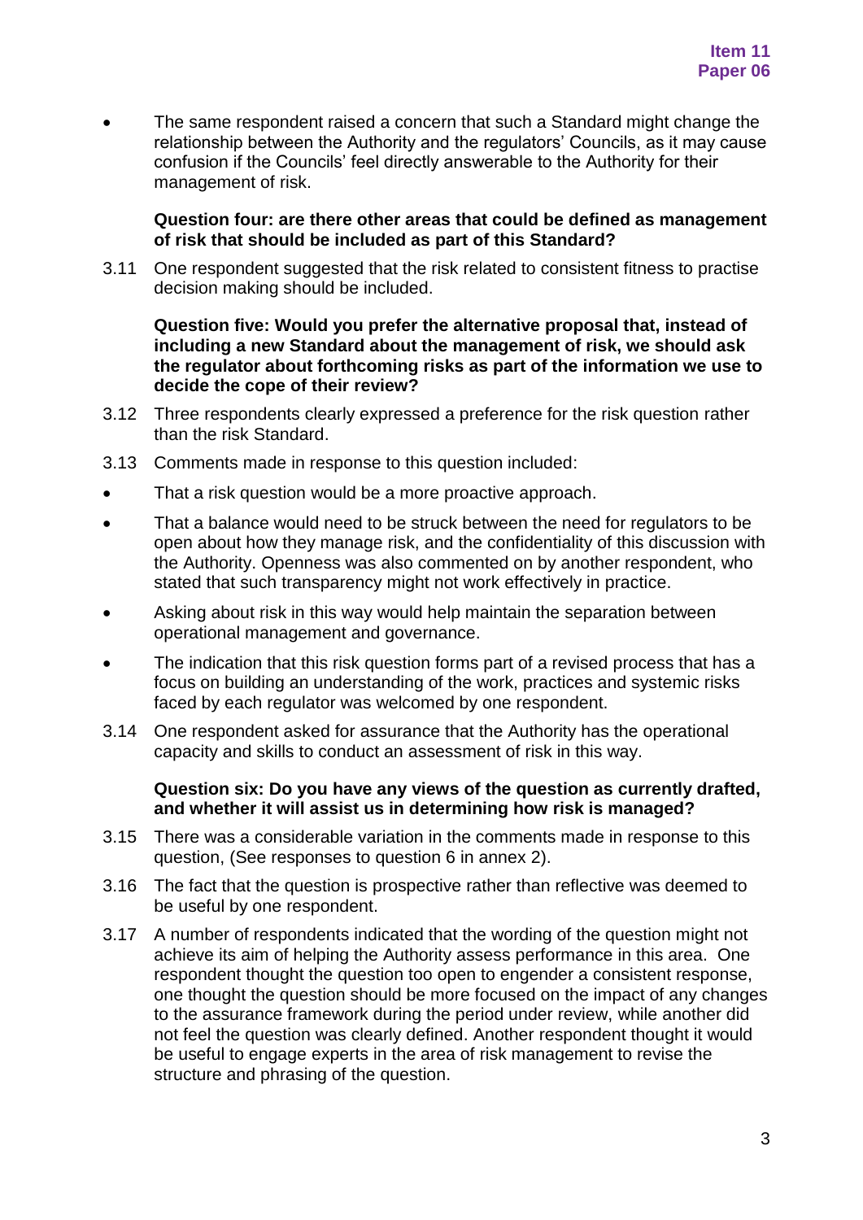- The same respondent raised a concern that such a Standard might change the relationship between the Authority and the regulators' Councils, as it may cause confusion if the Councils' feel directly answerable to the Authority for their management of risk.

**Question four: are there other areas that could be defined as management of risk that should be included as part of this Standard?**

3.11 One respondent suggested that the risk related to consistent fitness to practise decision making should be included.

**Question five: Would you prefer the alternative proposal that, instead of including a new Standard about the management of risk, we should ask the regulator about forthcoming risks as part of the information we use to decide the cope of their review?**

3.12 Three respondents clearly expressed a preference for the risk question rather than the risk Standard.

3.13 Comments made in response to this question included:

- That a risk question would be a more proactive approach.
- That a balance would need to be struck between the need for regulators to be open about how they manage risk, and the confidentiality of this discussion with the Authority. Openness was also commented on by another respondent, who stated that such transparency might not work effectively in practice.
- Asking about risk in this way would help maintain the separation between operational management and governance.
- The indication that this risk question forms part of a revised process that has a focus on building an understanding of the work, practices and systemic risks faced by each regulator was welcomed by one respondent.

3.14 One respondent asked for assurance that the Authority has the operational capacity and skills to conduct an assessment of risk in this way.

**Question six: Do you have any views of the question as currently drafted, and whether it will assist us in determining how risk is managed?**

3.15 There was a considerable variation in the comments made in response to this question, (See responses to question 6 in annex 2).

3.16 The fact that the question is prospective rather than reflective was deemed to be useful by one respondent.

3.17 A number of respondents indicated that the wording of the question might not achieve its aim of helping the Authority assess performance in this area. One respondent thought the question too open to engender a consistent response, one thought the question should be more focused on the impact of any changes to the assurance framework during the period under review, while another did not feel the question was clearly defined. Another respondent thought it would be useful to engage experts in the area of risk management to revise the structure and phrasing of the question.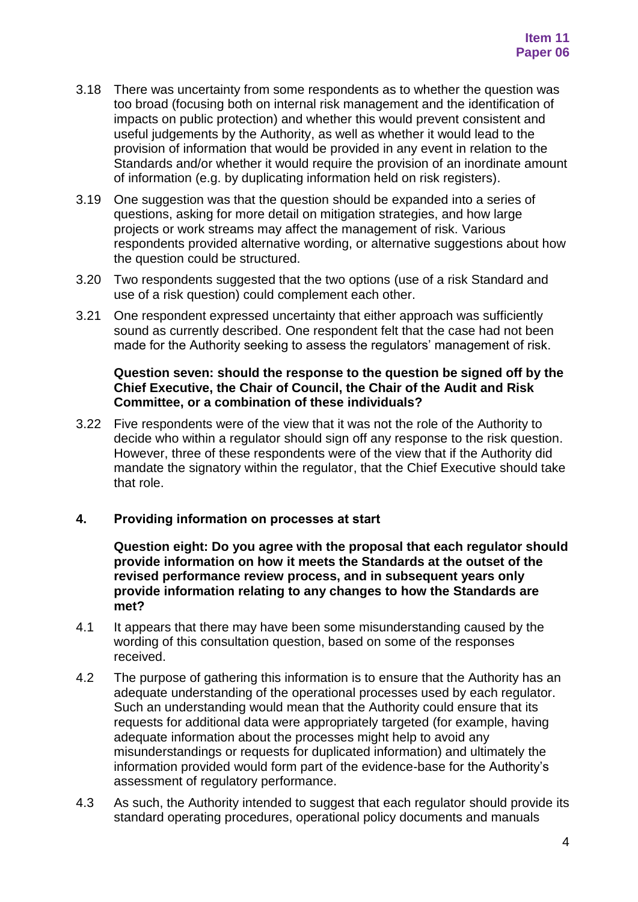3.18 There was uncertainty from some respondents as to whether the question was too broad (focusing both on internal risk management and the identification of impacts on public protection) and whether this would prevent consistent and useful judgements by the Authority, as well as whether it would lead to the provision of information that would be provided in any event in relation to the Standards and/or whether it would require the provision of an inordinate amount of information (e.g. by duplicating information held on risk registers).

3.19 One suggestion was that the question should be expanded into a series of questions, asking for more detail on mitigation strategies, and how large projects or work streams may affect the management of risk. Various respondents provided alternative wording, or alternative suggestions about how the question could be structured.

3.20 Two respondents suggested that the two options (use of a risk Standard and use of a risk question) could complement each other.

3.21 One respondent expressed uncertainty that either approach was sufficiently sound as currently described. One respondent felt that the case had not been made for the Authority seeking to assess the regulators' management of risk.

**Question seven: should the response to the question be signed off by the Chief Executive, the Chair of Council, the Chair of the Audit and Risk Committee, or a combination of these individuals?**

3.22 Five respondents were of the view that it was not the role of the Authority to decide who within a regulator should sign off any response to the risk question. However, three of these respondents were of the view that if the Authority did mandate the signatory within the regulator, that the Chief Executive should take that role.

## 4. Providing information on processes at start

**Question eight: Do you agree with the proposal that each regulator should provide information on how it meets the Standards at the outset of the revised performance review process, and in subsequent years only provide information relating to any changes to how the Standards are met?**

4.1 It appears that there may have been some misunderstanding caused by the wording of this consultation question, based on some of the responses received.

4.2 The purpose of gathering this information is to ensure that the Authority has an adequate understanding of the operational processes used by each regulator. Such an understanding would mean that the Authority could ensure that its requests for additional data were appropriately targeted (for example, having adequate information about the processes might help to avoid any misunderstandings or requests for duplicated information) and ultimately the information provided would form part of the evidence-base for the Authority's assessment of regulatory performance.

4.3 As such, the Authority intended to suggest that each regulator should provide its standard operating procedures, operational policy documents and manuals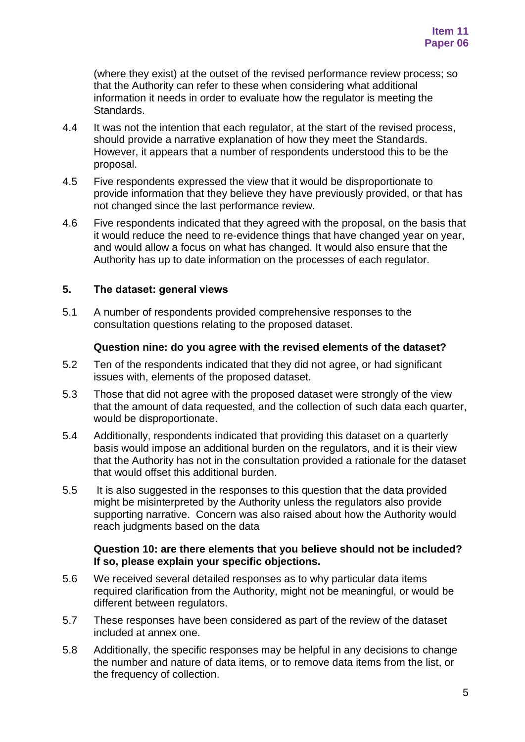(where they exist) at the outset of the revised performance review process; so that the Authority can refer to these when considering what additional information it needs in order to evaluate how the regulator is meeting the Standards.

4.4 It was not the intention that each regulator, at the start of the revised process, should provide a narrative explanation of how they meet the Standards. However, it appears that a number of respondents understood this to be the proposal.

4.5 Five respondents expressed the view that it would be disproportionate to provide information that they believe they have previously provided, or that has not changed since the last performance review.

4.6 Five respondents indicated that they agreed with the proposal, on the basis that it would reduce the need to re-evidence things that have changed year on year, and would allow a focus on what has changed. It would also ensure that the Authority has up to date information on the processes of each regulator.

## 5. The dataset: general views

5.1 A number of respondents provided comprehensive responses to the consultation questions relating to the proposed dataset.

**Question nine: do you agree with the revised elements of the dataset?**

5.2 Ten of the respondents indicated that they did not agree, or had significant issues with, elements of the proposed dataset.

5.3 Those that did not agree with the proposed dataset were strongly of the view that the amount of data requested, and the collection of such data each quarter, would be disproportionate.

5.4 Additionally, respondents indicated that providing this dataset on a quarterly basis would impose an additional burden on the regulators, and it is their view that the Authority has not in the consultation provided a rationale for the dataset that would offset this additional burden.

5.5 It is also suggested in the responses to this question that the data provided might be misinterpreted by the Authority unless the regulators also provide supporting narrative. Concern was also raised about how the Authority would reach judgments based on the data

**Question 10: are there elements that you believe should not be included? If so, please explain your specific objections.**

5.6 We received several detailed responses as to why particular data items required clarification from the Authority, might not be meaningful, or would be different between regulators.

5.7 These responses have been considered as part of the review of the dataset included at annex one.

5.8 Additionally, the specific responses may be helpful in any decisions to change the number and nature of data items, or to remove data items from the list, or the frequency of collection.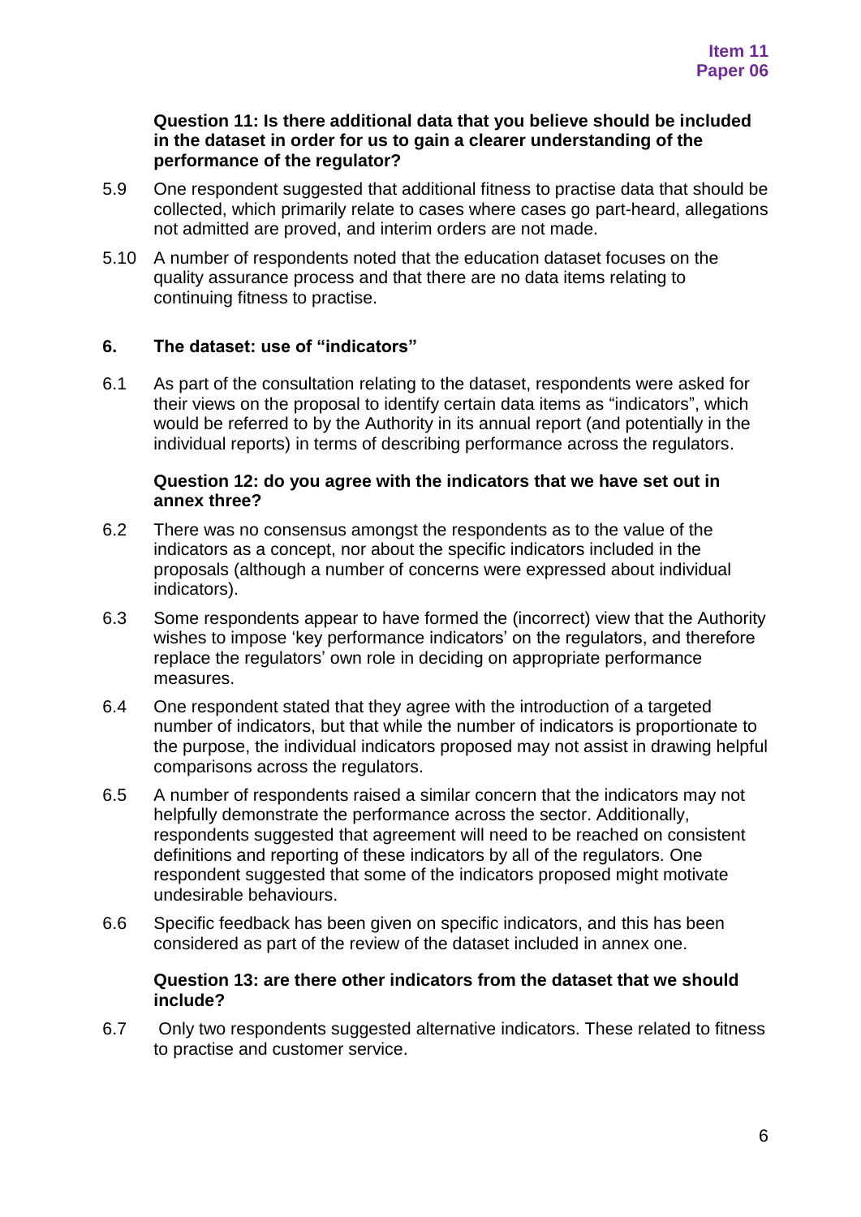**Question 11: Is there additional data that you believe should be included in the dataset in order for us to gain a clearer understanding of the performance of the regulator?**

5.9 One respondent suggested that additional fitness to practise data that should be collected, which primarily relate to cases where cases go part-heard, allegations not admitted are proved, and interim orders are not made.

5.10 A number of respondents noted that the education dataset focuses on the quality assurance process and that there are no data items relating to continuing fitness to practise.

## 6. The dataset: use of "indicators"

6.1 As part of the consultation relating to the dataset, respondents were asked for their views on the proposal to identify certain data items as "indicators", which would be referred to by the Authority in its annual report (and potentially in the individual reports) in terms of describing performance across the regulators.

**Question 12: do you agree with the indicators that we have set out in annex three?**

6.2 There was no consensus amongst the respondents as to the value of the indicators as a concept, nor about the specific indicators included in the proposals (although a number of concerns were expressed about individual indicators).

6.3 Some respondents appear to have formed the (incorrect) view that the Authority wishes to impose 'key performance indicators' on the regulators, and therefore replace the regulators' own role in deciding on appropriate performance measures.

6.4 One respondent stated that they agree with the introduction of a targeted number of indicators, but that while the number of indicators is proportionate to the purpose, the individual indicators proposed may not assist in drawing helpful comparisons across the regulators.

6.5 A number of respondents raised a similar concern that the indicators may not helpfully demonstrate the performance across the sector. Additionally, respondents suggested that agreement will need to be reached on consistent definitions and reporting of these indicators by all of the regulators. One respondent suggested that some of the indicators proposed might motivate undesirable behaviours.

6.6 Specific feedback has been given on specific indicators, and this has been considered as part of the review of the dataset included in annex one.

**Question 13: are there other indicators from the dataset that we should include?**

6.7 Only two respondents suggested alternative indicators. These related to fitness to practise and customer service.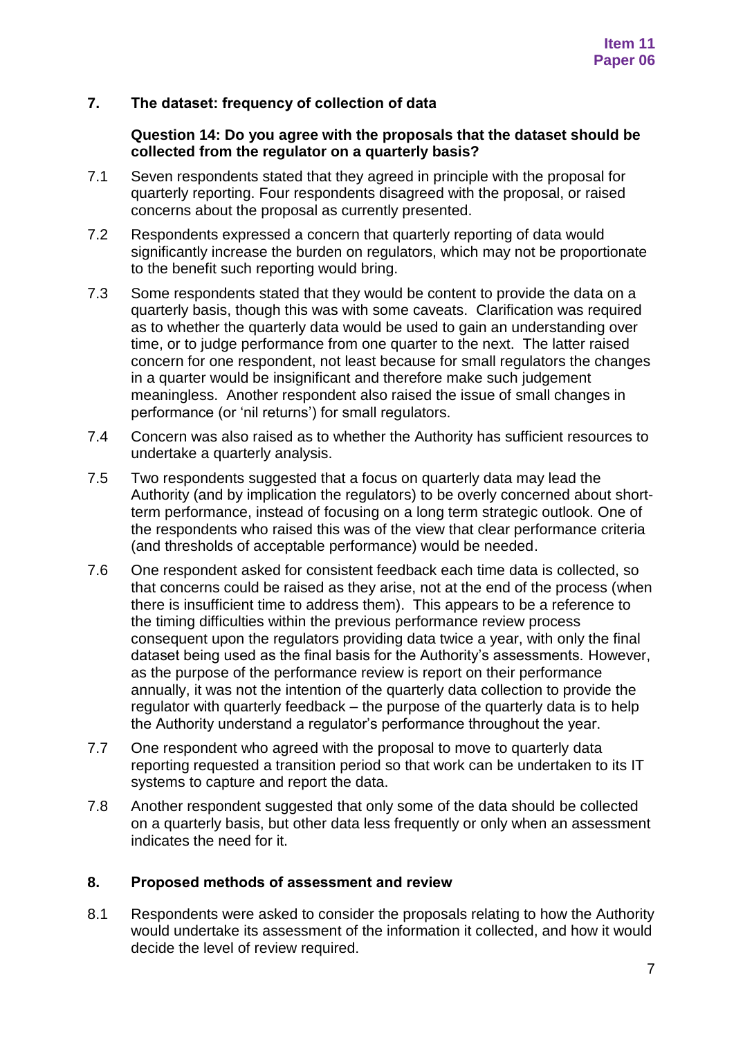## 7. The dataset: frequency of collection of data

**Question 14: Do you agree with the proposals that the dataset should be collected from the regulator on a quarterly basis?**

7.1 Seven respondents stated that they agreed in principle with the proposal for quarterly reporting. Four respondents disagreed with the proposal, or raised concerns about the proposal as currently presented.

7.2 Respondents expressed a concern that quarterly reporting of data would significantly increase the burden on regulators, which may not be proportionate to the benefit such reporting would bring.

7.3 Some respondents stated that they would be content to provide the data on a quarterly basis, though this was with some caveats. Clarification was required as to whether the quarterly data would be used to gain an understanding over time, or to judge performance from one quarter to the next. The latter raised concern for one respondent, not least because for small regulators the changes in a quarter would be insignificant and therefore make such judgement meaningless. Another respondent also raised the issue of small changes in performance (or 'nil returns') for small regulators.

7.4 Concern was also raised as to whether the Authority has sufficient resources to undertake a quarterly analysis.

7.5 Two respondents suggested that a focus on quarterly data may lead the Authority (and by implication the regulators) to be overly concerned about short-term performance, instead of focusing on a long term strategic outlook. One of the respondents who raised this was of the view that clear performance criteria (and thresholds of acceptable performance) would be needed.

7.6 One respondent asked for consistent feedback each time data is collected, so that concerns could be raised as they arise, not at the end of the process (when there is insufficient time to address them). This appears to be a reference to the timing difficulties within the previous performance review process consequent upon the regulators providing data twice a year, with only the final dataset being used as the final basis for the Authority's assessments. However, as the purpose of the performance review is report on their performance annually, it was not the intention of the quarterly data collection to provide the regulator with quarterly feedback – the purpose of the quarterly data is to help the Authority understand a regulator's performance throughout the year.

7.7 One respondent who agreed with the proposal to move to quarterly data reporting requested a transition period so that work can be undertaken to its IT systems to capture and report the data.

7.8 Another respondent suggested that only some of the data should be collected on a quarterly basis, but other data less frequently or only when an assessment indicates the need for it.

## 8. Proposed methods of assessment and review

8.1 Respondents were asked to consider the proposals relating to how the Authority would undertake its assessment of the information it collected, and how it would decide the level of review required.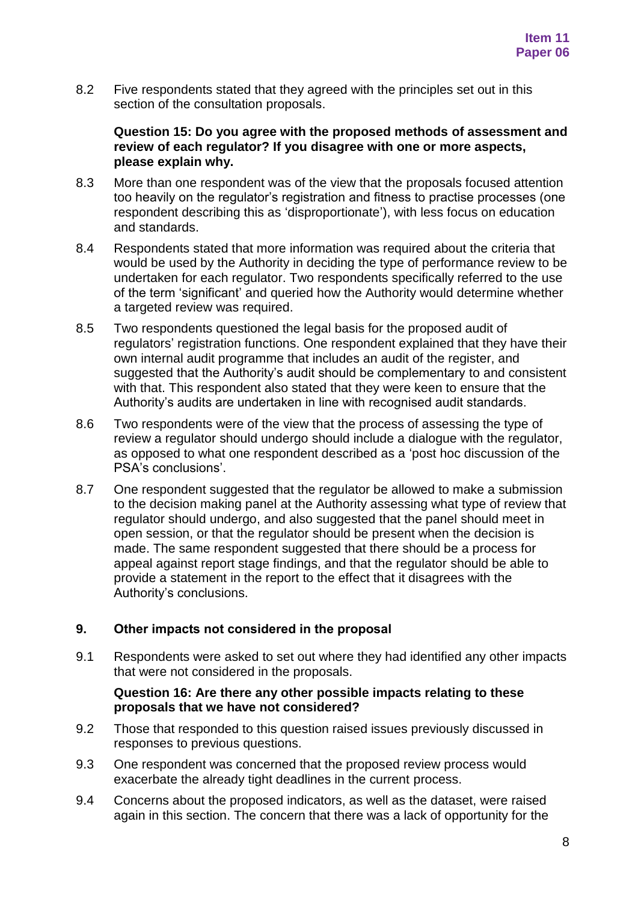8.2 Five respondents stated that they agreed with the principles set out in this section of the consultation proposals.

**Question 15: Do you agree with the proposed methods of assessment and review of each regulator? If you disagree with one or more aspects, please explain why.**

8.3 More than one respondent was of the view that the proposals focused attention too heavily on the regulator's registration and fitness to practise processes (one respondent describing this as 'disproportionate'), with less focus on education and standards.

8.4 Respondents stated that more information was required about the criteria that would be used by the Authority in deciding the type of performance review to be undertaken for each regulator. Two respondents specifically referred to the use of the term 'significant' and queried how the Authority would determine whether a targeted review was required.

8.5 Two respondents questioned the legal basis for the proposed audit of regulators' registration functions. One respondent explained that they have their own internal audit programme that includes an audit of the register, and suggested that the Authority's audit should be complementary to and consistent with that. This respondent also stated that they were keen to ensure that the Authority's audits are undertaken in line with recognised audit standards.

8.6 Two respondents were of the view that the process of assessing the type of review a regulator should undergo should include a dialogue with the regulator, as opposed to what one respondent described as a 'post hoc discussion of the PSA's conclusions'.

8.7 One respondent suggested that the regulator be allowed to make a submission to the decision making panel at the Authority assessing what type of review that regulator should undergo, and also suggested that the panel should meet in open session, or that the regulator should be present when the decision is made. The same respondent suggested that there should be a process for appeal against report stage findings, and that the regulator should be able to provide a statement in the report to the effect that it disagrees with the Authority's conclusions.

## 9. Other impacts not considered in the proposal

9.1 Respondents were asked to set out where they had identified any other impacts that were not considered in the proposals.

**Question 16: Are there any other possible impacts relating to these proposals that we have not considered?**

9.2 Those that responded to this question raised issues previously discussed in responses to previous questions.

9.3 One respondent was concerned that the proposed review process would exacerbate the already tight deadlines in the current process.

9.4 Concerns about the proposed indicators, as well as the dataset, were raised again in this section. The concern that there was a lack of opportunity for the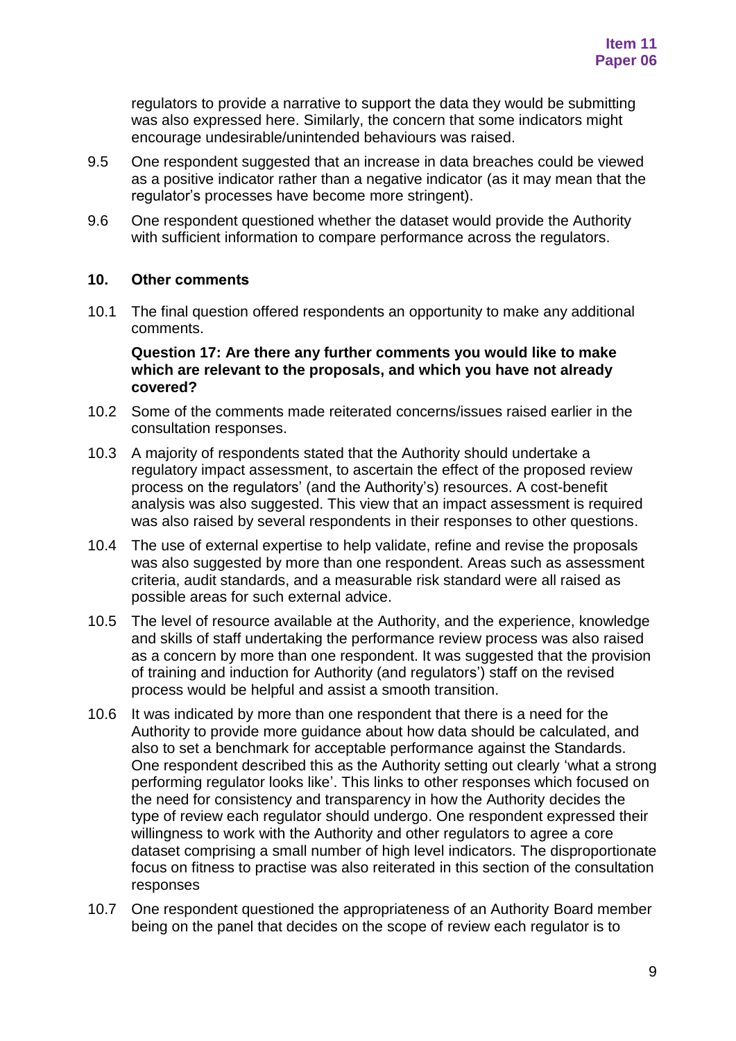regulators to provide a narrative to support the data they would be submitting was also expressed here. Similarly, the concern that some indicators might encourage undesirable/unintended behaviours was raised.

9.5 One respondent suggested that an increase in data breaches could be viewed as a positive indicator rather than a negative indicator (as it may mean that the regulator's processes have become more stringent).

9.6 One respondent questioned whether the dataset would provide the Authority with sufficient information to compare performance across the regulators.

## 10. Other comments

10.1 The final question offered respondents an opportunity to make any additional comments.

**Question 17: Are there any further comments you would like to make which are relevant to the proposals, and which you have not already covered?**

10.2 Some of the comments made reiterated concerns/issues raised earlier in the consultation responses.

10.3 A majority of respondents stated that the Authority should undertake a regulatory impact assessment, to ascertain the effect of the proposed review process on the regulators' (and the Authority's) resources. A cost-benefit analysis was also suggested. This view that an impact assessment is required was also raised by several respondents in their responses to other questions.

10.4 The use of external expertise to help validate, refine and revise the proposals was also suggested by more than one respondent. Areas such as assessment criteria, audit standards, and a measurable risk standard were all raised as possible areas for such external advice.

10.5 The level of resource available at the Authority, and the experience, knowledge and skills of staff undertaking the performance review process was also raised as a concern by more than one respondent. It was suggested that the provision of training and induction for Authority (and regulators') staff on the revised process would be helpful and assist a smooth transition.

10.6 It was indicated by more than one respondent that there is a need for the Authority to provide more guidance about how data should be calculated, and also to set a benchmark for acceptable performance against the Standards. One respondent described this as the Authority setting out clearly 'what a strong performing regulator looks like'. This links to other responses which focused on the need for consistency and transparency in how the Authority decides the type of review each regulator should undergo. One respondent expressed their willingness to work with the Authority and other regulators to agree a core dataset comprising a small number of high level indicators. The disproportionate focus on fitness to practise was also reiterated in this section of the consultation responses

10.7 One respondent questioned the appropriateness of an Authority Board member being on the panel that decides on the scope of review each regulator is to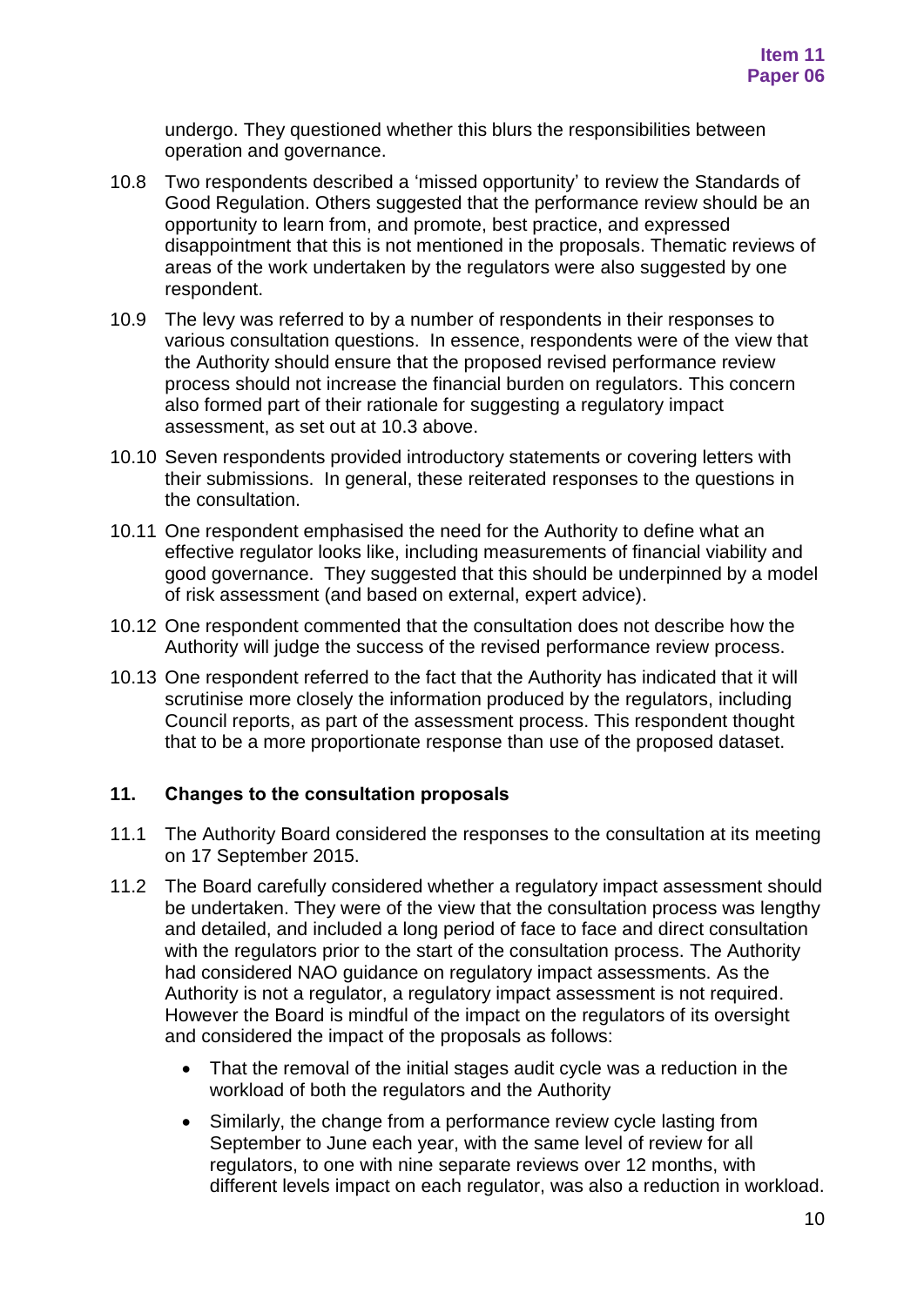undergo. They questioned whether this blurs the responsibilities between operation and governance.

10.8 Two respondents described a 'missed opportunity' to review the Standards of Good Regulation. Others suggested that the performance review should be an opportunity to learn from, and promote, best practice, and expressed disappointment that this is not mentioned in the proposals. Thematic reviews of areas of the work undertaken by the regulators were also suggested by one respondent.

10.9 The levy was referred to by a number of respondents in their responses to various consultation questions. In essence, respondents were of the view that the Authority should ensure that the proposed revised performance review process should not increase the financial burden on regulators. This concern also formed part of their rationale for suggesting a regulatory impact assessment, as set out at 10.3 above.

10.10 Seven respondents provided introductory statements or covering letters with their submissions. In general, these reiterated responses to the questions in the consultation.

10.11 One respondent emphasised the need for the Authority to define what an effective regulator looks like, including measurements of financial viability and good governance. They suggested that this should be underpinned by a model of risk assessment (and based on external, expert advice).

10.12 One respondent commented that the consultation does not describe how the Authority will judge the success of the revised performance review process.

10.13 One respondent referred to the fact that the Authority has indicated that it will scrutinise more closely the information produced by the regulators, including Council reports, as part of the assessment process. This respondent thought that to be a more proportionate response than use of the proposed dataset.

## 11. Changes to the consultation proposals

11.1 The Authority Board considered the responses to the consultation at its meeting on 17 September 2015.

11.2 The Board carefully considered whether a regulatory impact assessment should be undertaken. They were of the view that the consultation process was lengthy and detailed, and included a long period of face to face and direct consultation with the regulators prior to the start of the consultation process. The Authority had considered NAO guidance on regulatory impact assessments. As the Authority is not a regulator, a regulatory impact assessment is not required. However the Board is mindful of the impact on the regulators of its oversight and considered the impact of the proposals as follows:

- That the removal of the initial stages audit cycle was a reduction in the workload of both the regulators and the Authority
- Similarly, the change from a performance review cycle lasting from September to June each year, with the same level of review for all regulators, to one with nine separate reviews over 12 months, with different levels impact on each regulator, was also a reduction in workload.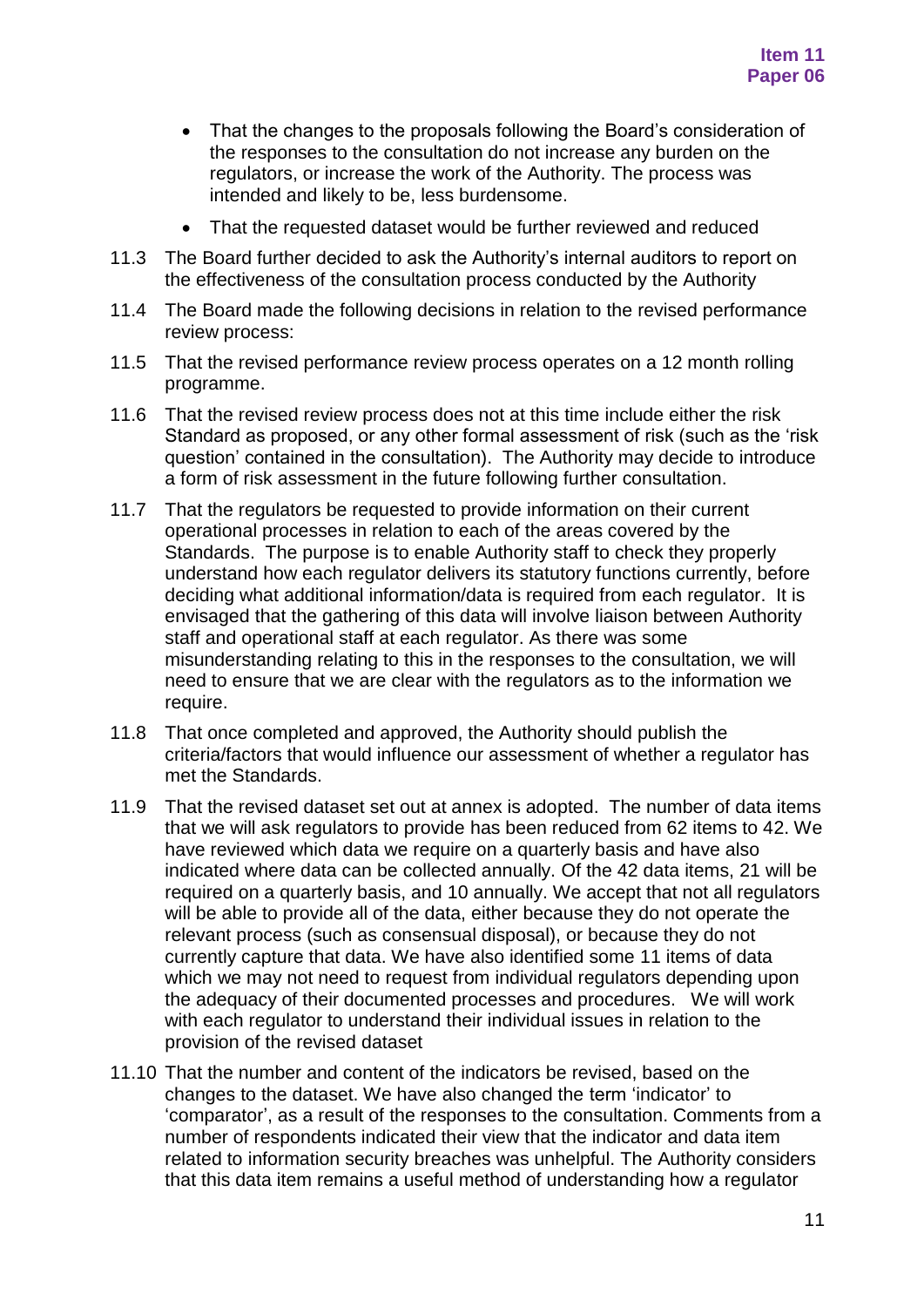- That the changes to the proposals following the Board's consideration of the responses to the consultation do not increase any burden on the regulators, or increase the work of the Authority. The process was intended and likely to be, less burdensome.
- That the requested dataset would be further reviewed and reduced

11.3 The Board further decided to ask the Authority's internal auditors to report on the effectiveness of the consultation process conducted by the Authority

11.4 The Board made the following decisions in relation to the revised performance review process:

11.5 That the revised performance review process operates on a 12 month rolling programme.

11.6 That the revised review process does not at this time include either the risk Standard as proposed, or any other formal assessment of risk (such as the 'risk question' contained in the consultation). The Authority may decide to introduce a form of risk assessment in the future following further consultation.

11.7 That the regulators be requested to provide information on their current operational processes in relation to each of the areas covered by the Standards. The purpose is to enable Authority staff to check they properly understand how each regulator delivers its statutory functions currently, before deciding what additional information/data is required from each regulator. It is envisaged that the gathering of this data will involve liaison between Authority staff and operational staff at each regulator. As there was some misunderstanding relating to this in the responses to the consultation, we will need to ensure that we are clear with the regulators as to the information we require.

11.8 That once completed and approved, the Authority should publish the criteria/factors that would influence our assessment of whether a regulator has met the Standards.

11.9 That the revised dataset set out at annex is adopted. The number of data items that we will ask regulators to provide has been reduced from 62 items to 42. We have reviewed which data we require on a quarterly basis and have also indicated where data can be collected annually. Of the 42 data items, 21 will be required on a quarterly basis, and 10 annually. We accept that not all regulators will be able to provide all of the data, either because they do not operate the relevant process (such as consensual disposal), or because they do not currently capture that data. We have also identified some 11 items of data which we may not need to request from individual regulators depending upon the adequacy of their documented processes and procedures. We will work with each regulator to understand their individual issues in relation to the provision of the revised dataset

11.10 That the number and content of the indicators be revised, based on the changes to the dataset. We have also changed the term 'indicator' to 'comparator', as a result of the responses to the consultation. Comments from a number of respondents indicated their view that the indicator and data item related to information security breaches was unhelpful. The Authority considers that this data item remains a useful method of understanding how a regulator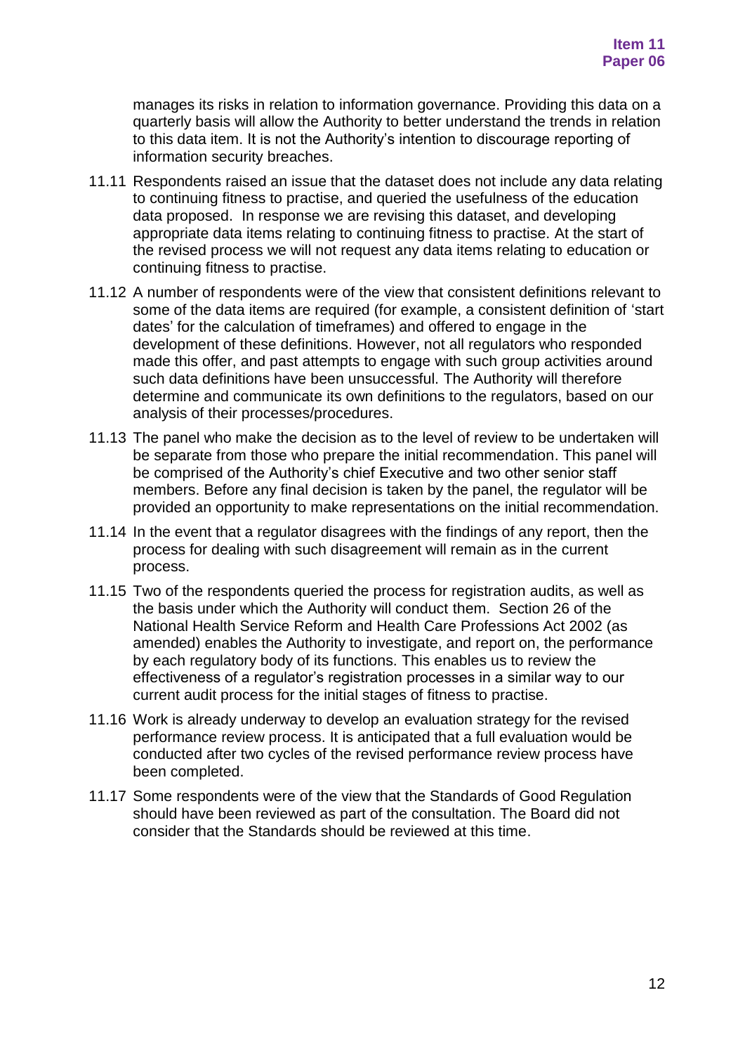manages its risks in relation to information governance. Providing this data on a quarterly basis will allow the Authority to better understand the trends in relation to this data item. It is not the Authority's intention to discourage reporting of information security breaches.

11.11 Respondents raised an issue that the dataset does not include any data relating to continuing fitness to practise, and queried the usefulness of the education data proposed. In response we are revising this dataset, and developing appropriate data items relating to continuing fitness to practise. At the start of the revised process we will not request any data items relating to education or continuing fitness to practise.

11.12 A number of respondents were of the view that consistent definitions relevant to some of the data items are required (for example, a consistent definition of 'start dates' for the calculation of timeframes) and offered to engage in the development of these definitions. However, not all regulators who responded made this offer, and past attempts to engage with such group activities around such data definitions have been unsuccessful. The Authority will therefore determine and communicate its own definitions to the regulators, based on our analysis of their processes/procedures.

11.13 The panel who make the decision as to the level of review to be undertaken will be separate from those who prepare the initial recommendation. This panel will be comprised of the Authority's chief Executive and two other senior staff members. Before any final decision is taken by the panel, the regulator will be provided an opportunity to make representations on the initial recommendation.

11.14 In the event that a regulator disagrees with the findings of any report, then the process for dealing with such disagreement will remain as in the current process.

11.15 Two of the respondents queried the process for registration audits, as well as the basis under which the Authority will conduct them. Section 26 of the National Health Service Reform and Health Care Professions Act 2002 (as amended) enables the Authority to investigate, and report on, the performance by each regulatory body of its functions. This enables us to review the effectiveness of a regulator's registration processes in a similar way to our current audit process for the initial stages of fitness to practise.

11.16 Work is already underway to develop an evaluation strategy for the revised performance review process. It is anticipated that a full evaluation would be conducted after two cycles of the revised performance review process have been completed.

11.17 Some respondents were of the view that the Standards of Good Regulation should have been reviewed as part of the consultation. The Board did not consider that the Standards should be reviewed at this time.